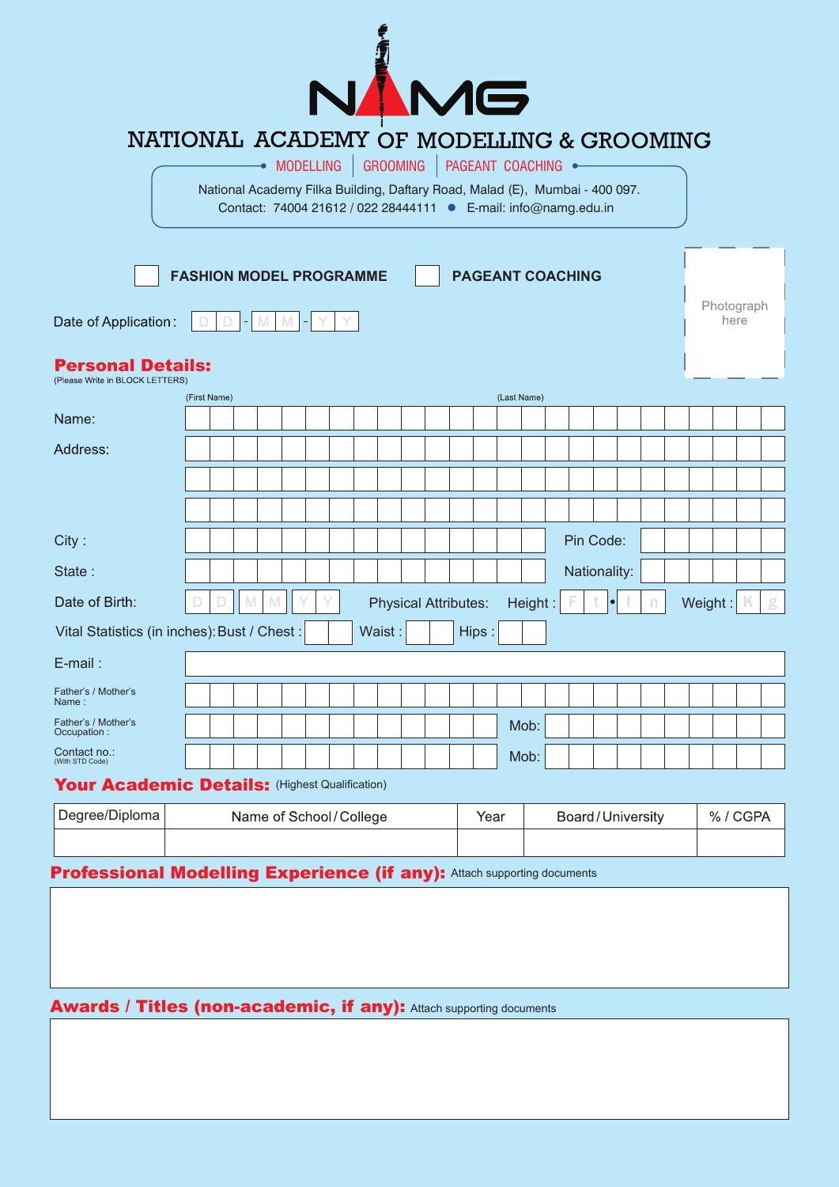# NAMG

## NATIONAL ACADEMY OF MODELLING & GROOMING

MODELLING | GROOMING | PAGEANT COACHING

National Academy Filka Building, Daftary Road, Malad (E), Mumbai - 400 097.
Contact: 74004 21612 / 022 28444111 • E-mail: info@namg.edu.in

☐ **FASHION MODEL PROGRAMME** ☐ **PAGEANT COACHING**

Photograph here

Date of Application: D D - M M - Y Y

## Personal Details:

(Please Write in BLOCK LETTERS)

Name: (First Name) (Last Name)

Address:

City :

Pin Code:

State :

Nationality:

Date of Birth: D D M M Y Y

Physical Attributes: Height : F t • I n Weight : K g

Vital Statistics (in inches): Bust / Chest : Waist : Hips :

E-mail :

Father's / Mother's Name :

Father's / Mother's Occupation :

Mob:

Contact no.: (With STD Code)

Mob:

## Your Academic Details: (Highest Qualification)

| Degree/Diploma | Name of School / College | Year | Board / University | % / CGPA |
|---|---|---|---|---|
| | | | | |

## Professional Modelling Experience (if any): Attach supporting documents

## Awards / Titles (non-academic, if any): Attach supporting documents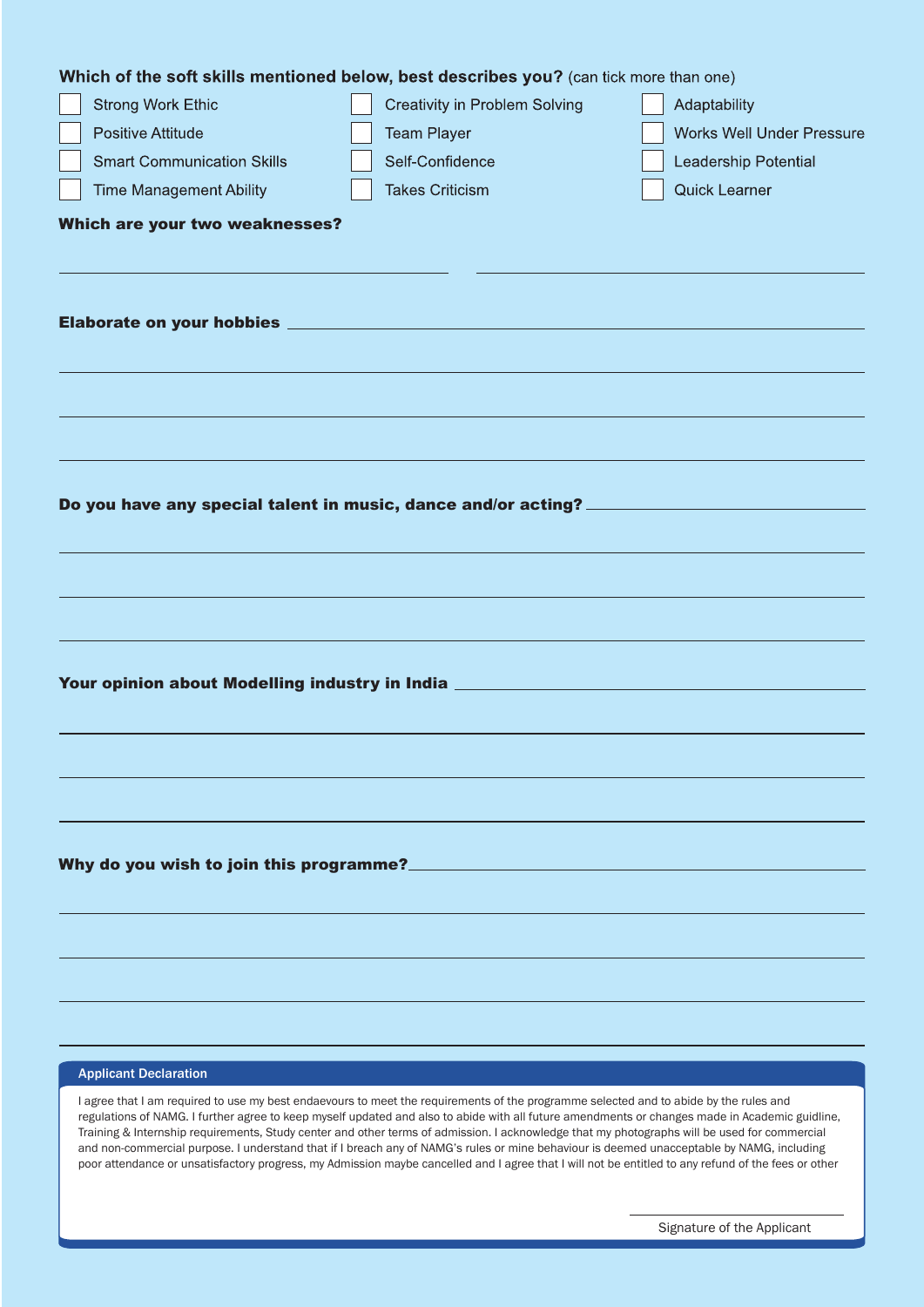**Which of the soft skills mentioned below, best describes you?** (can tick more than one)

- [ ] Strong Work Ethic
- [ ] Positive Attitude
- [ ] Smart Communication Skills
- [ ] Time Management Ability
- [ ] Creativity in Problem Solving
- [ ] Team Player
- [ ] Self-Confidence
- [ ] Takes Criticism
- [ ] Adaptability
- [ ] Works Well Under Pressure
- [ ] Leadership Potential
- [ ] Quick Learner

**Which are your two weaknesses?**

______________________________ ______________________________

**Elaborate on your hobbies** ______________________________

______________________________

______________________________

______________________________

**Do you have any special talent in music, dance and/or acting?** ______________________________

______________________________

______________________________

______________________________

**Your opinion about Modelling industry in India** ______________________________

______________________________

______________________________

______________________________

**Why do you wish to join this programme?** ______________________________

______________________________

______________________________

______________________________

______________________________

**Applicant Declaration**

I agree that I am required to use my best endaevours to meet the requirements of the programme selected and to abide by the rules and regulations of NAMG. I further agree to keep myself updated and also to abide with all future amendments or changes made in Academic guidline, Training & Internship requirements, Study center and other terms of admission. I acknowledge that my photographs will be used for commercial and non-commercial purpose. I understand that if I breach any of NAMG's rules or mine behaviour is deemed unacceptable by NAMG, including poor attendance or unsatisfactory progress, my Admission maybe cancelled and I agree that I will not be entitled to any refund of the fees or other

______________________________

Signature of the Applicant